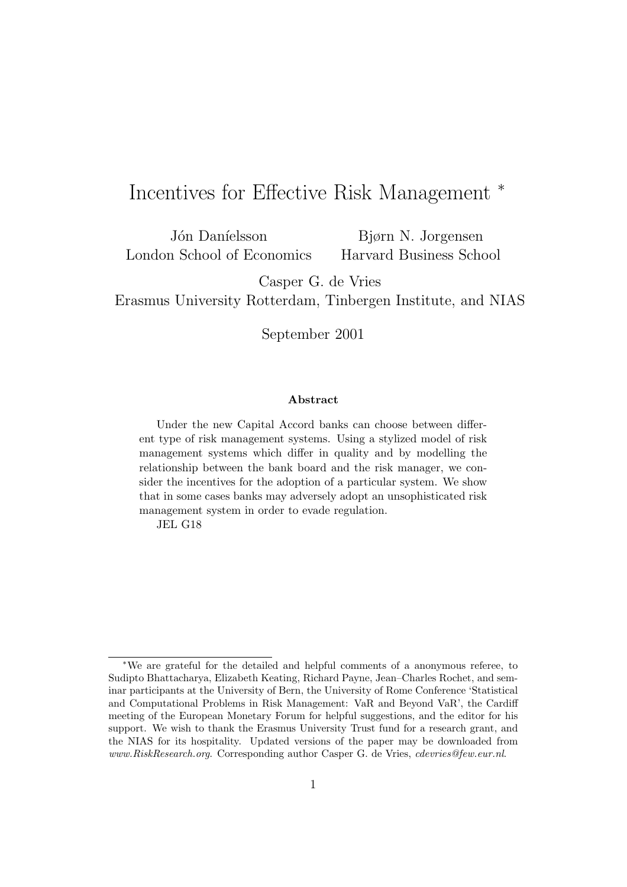# Incentives for Effective Risk Management *

Jón Daníelsson
London School of Economics

Bjørn N. Jorgensen
Harvard Business School

Casper G. de Vries
Erasmus University Rotterdam, Tinbergen Institute, and NIAS

September 2001

**Abstract**

Under the new Capital Accord banks can choose between different type of risk management systems. Using a stylized model of risk management systems which differ in quality and by modelling the relationship between the bank board and the risk manager, we consider the incentives for the adoption of a particular system. We show that in some cases banks may adversely adopt an unsophisticated risk management system in order to evade regulation.

JEL G18

---

*We are grateful for the detailed and helpful comments of a anonymous referee, to Sudipto Bhattacharya, Elizabeth Keating, Richard Payne, Jean–Charles Rochet, and seminar participants at the University of Bern, the University of Rome Conference 'Statistical and Computational Problems in Risk Management: VaR and Beyond VaR', the Cardiff meeting of the European Monetary Forum for helpful suggestions, and the editor for his support. We wish to thank the Erasmus University Trust fund for a research grant, and the NIAS for its hospitality. Updated versions of the paper may be downloaded from *www.RiskResearch.org*. Corresponding author Casper G. de Vries, *cdevries@few.eur.nl*.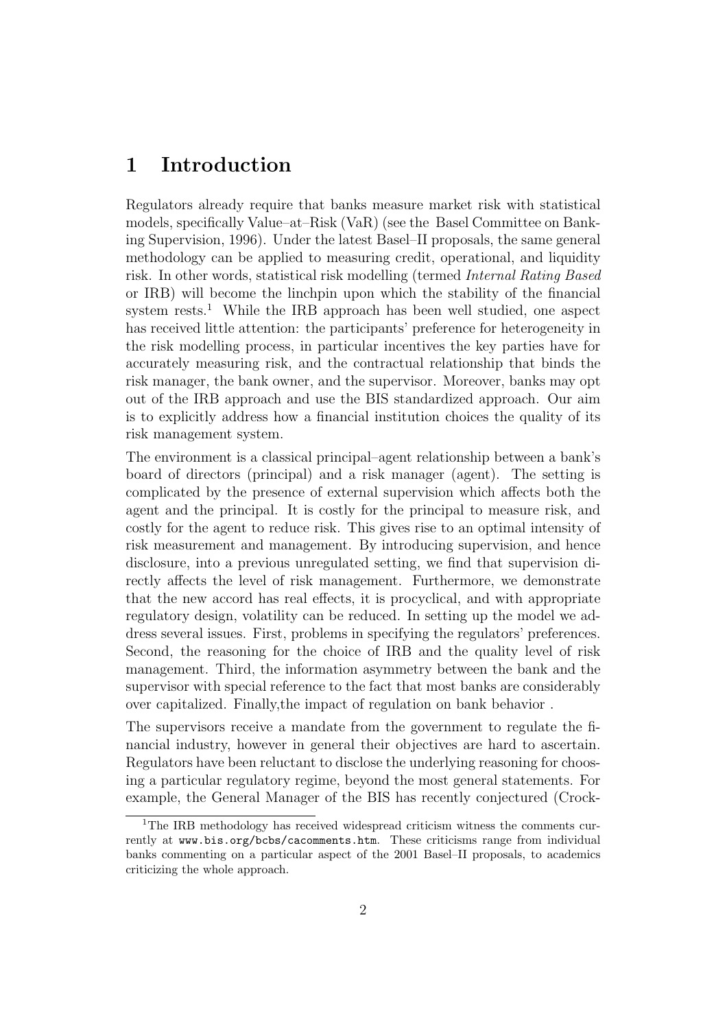# 1 Introduction

Regulators already require that banks measure market risk with statistical models, specifically Value–at–Risk (VaR) (see the Basel Committee on Banking Supervision, 1996). Under the latest Basel–II proposals, the same general methodology can be applied to measuring credit, operational, and liquidity risk. In other words, statistical risk modelling (termed *Internal Rating Based* or IRB) will become the linchpin upon which the stability of the financial system rests.[1] While the IRB approach has been well studied, one aspect has received little attention: the participants' preference for heterogeneity in the risk modelling process, in particular incentives the key parties have for accurately measuring risk, and the contractual relationship that binds the risk manager, the bank owner, and the supervisor. Moreover, banks may opt out of the IRB approach and use the BIS standardized approach. Our aim is to explicitly address how a financial institution choices the quality of its risk management system.

The environment is a classical principal–agent relationship between a bank's board of directors (principal) and a risk manager (agent). The setting is complicated by the presence of external supervision which affects both the agent and the principal. It is costly for the principal to measure risk, and costly for the agent to reduce risk. This gives rise to an optimal intensity of risk measurement and management. By introducing supervision, and hence disclosure, into a previous unregulated setting, we find that supervision directly affects the level of risk management. Furthermore, we demonstrate that the new accord has real effects, it is procyclical, and with appropriate regulatory design, volatility can be reduced. In setting up the model we address several issues. First, problems in specifying the regulators' preferences. Second, the reasoning for the choice of IRB and the quality level of risk management. Third, the information asymmetry between the bank and the supervisor with special reference to the fact that most banks are considerably over capitalized. Finally,the impact of regulation on bank behavior .

The supervisors receive a mandate from the government to regulate the financial industry, however in general their objectives are hard to ascertain. Regulators have been reluctant to disclose the underlying reasoning for choosing a particular regulatory regime, beyond the most general statements. For example, the General Manager of the BIS has recently conjectured (Crock-

[1] The IRB methodology has received widespread criticism witness the comments currently at www.bis.org/bcbs/cacomments.htm. These criticisms range from individual banks commenting on a particular aspect of the 2001 Basel–II proposals, to academics criticizing the whole approach.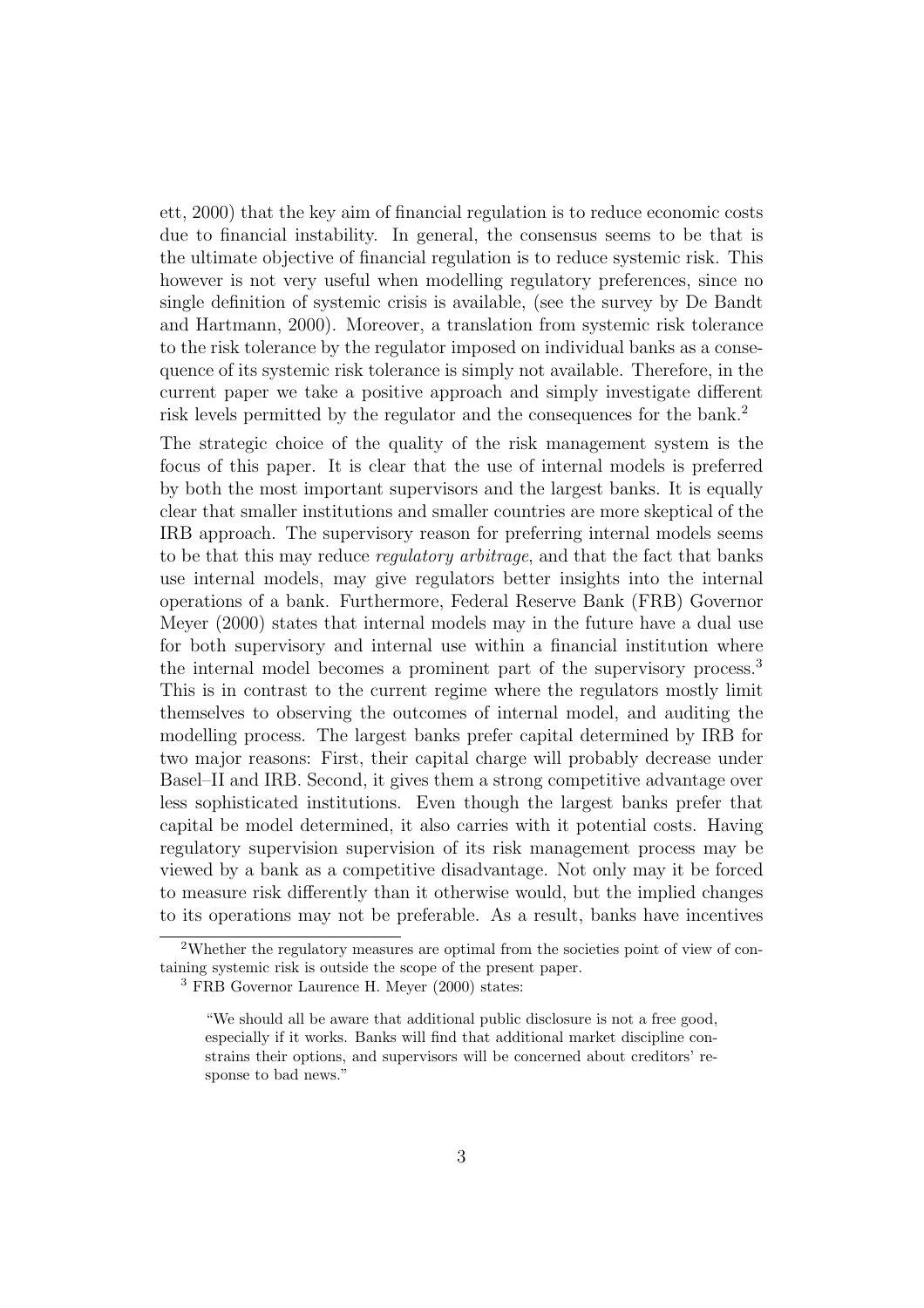ett, 2000) that the key aim of financial regulation is to reduce economic costs due to financial instability. In general, the consensus seems to be that is the ultimate objective of financial regulation is to reduce systemic risk. This however is not very useful when modelling regulatory preferences, since no single definition of systemic crisis is available, (see the survey by De Bandt and Hartmann, 2000). Moreover, a translation from systemic risk tolerance to the risk tolerance by the regulator imposed on individual banks as a consequence of its systemic risk tolerance is simply not available. Therefore, in the current paper we take a positive approach and simply investigate different risk levels permitted by the regulator and the consequences for the bank.[2]

The strategic choice of the quality of the risk management system is the focus of this paper. It is clear that the use of internal models is preferred by both the most important supervisors and the largest banks. It is equally clear that smaller institutions and smaller countries are more skeptical of the IRB approach. The supervisory reason for preferring internal models seems to be that this may reduce *regulatory arbitrage*, and that the fact that banks use internal models, may give regulators better insights into the internal operations of a bank. Furthermore, Federal Reserve Bank (FRB) Governor Meyer (2000) states that internal models may in the future have a dual use for both supervisory and internal use within a financial institution where the internal model becomes a prominent part of the supervisory process.[3] This is in contrast to the current regime where the regulators mostly limit themselves to observing the outcomes of internal model, and auditing the modelling process. The largest banks prefer capital determined by IRB for two major reasons: First, their capital charge will probably decrease under Basel–II and IRB. Second, it gives them a strong competitive advantage over less sophisticated institutions. Even though the largest banks prefer that capital be model determined, it also carries with it potential costs. Having regulatory supervision supervision of its risk management process may be viewed by a bank as a competitive disadvantage. Not only may it be forced to measure risk differently than it otherwise would, but the implied changes to its operations may not be preferable. As a result, banks have incentives

---

[2] Whether the regulatory measures are optimal from the societies point of view of containing systemic risk is outside the scope of the present paper.

[3] FRB Governor Laurence H. Meyer (2000) states:

> "We should all be aware that additional public disclosure is not a free good, especially if it works. Banks will find that additional market discipline constrains their options, and supervisors will be concerned about creditors' response to bad news."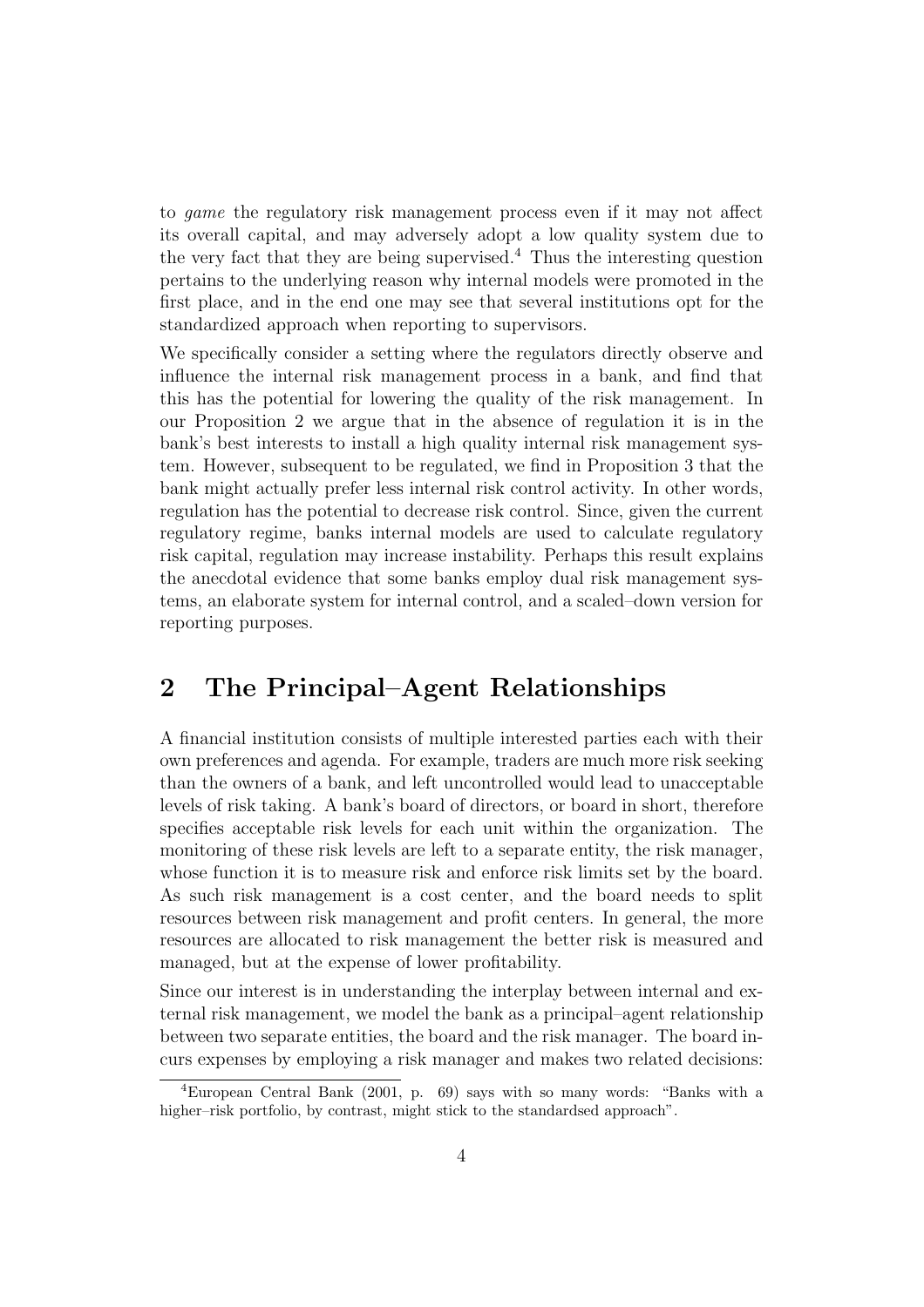to *game* the regulatory risk management process even if it may not affect its overall capital, and may adversely adopt a low quality system due to the very fact that they are being supervised.[4] Thus the interesting question pertains to the underlying reason why internal models were promoted in the first place, and in the end one may see that several institutions opt for the standardized approach when reporting to supervisors.

We specifically consider a setting where the regulators directly observe and influence the internal risk management process in a bank, and find that this has the potential for lowering the quality of the risk management. In our Proposition 2 we argue that in the absence of regulation it is in the bank's best interests to install a high quality internal risk management system. However, subsequent to be regulated, we find in Proposition 3 that the bank might actually prefer less internal risk control activity. In other words, regulation has the potential to decrease risk control. Since, given the current regulatory regime, banks internal models are used to calculate regulatory risk capital, regulation may increase instability. Perhaps this result explains the anecdotal evidence that some banks employ dual risk management systems, an elaborate system for internal control, and a scaled–down version for reporting purposes.

## 2 The Principal–Agent Relationships

A financial institution consists of multiple interested parties each with their own preferences and agenda. For example, traders are much more risk seeking than the owners of a bank, and left uncontrolled would lead to unacceptable levels of risk taking. A bank's board of directors, or board in short, therefore specifies acceptable risk levels for each unit within the organization. The monitoring of these risk levels are left to a separate entity, the risk manager, whose function it is to measure risk and enforce risk limits set by the board. As such risk management is a cost center, and the board needs to split resources between risk management and profit centers. In general, the more resources are allocated to risk management the better risk is measured and managed, but at the expense of lower profitability.

Since our interest is in understanding the interplay between internal and external risk management, we model the bank as a principal–agent relationship between two separate entities, the board and the risk manager. The board incurs expenses by employing a risk manager and makes two related decisions:

[4] European Central Bank (2001, p. 69) says with so many words: "Banks with a higher–risk portfolio, by contrast, might stick to the standardsed approach".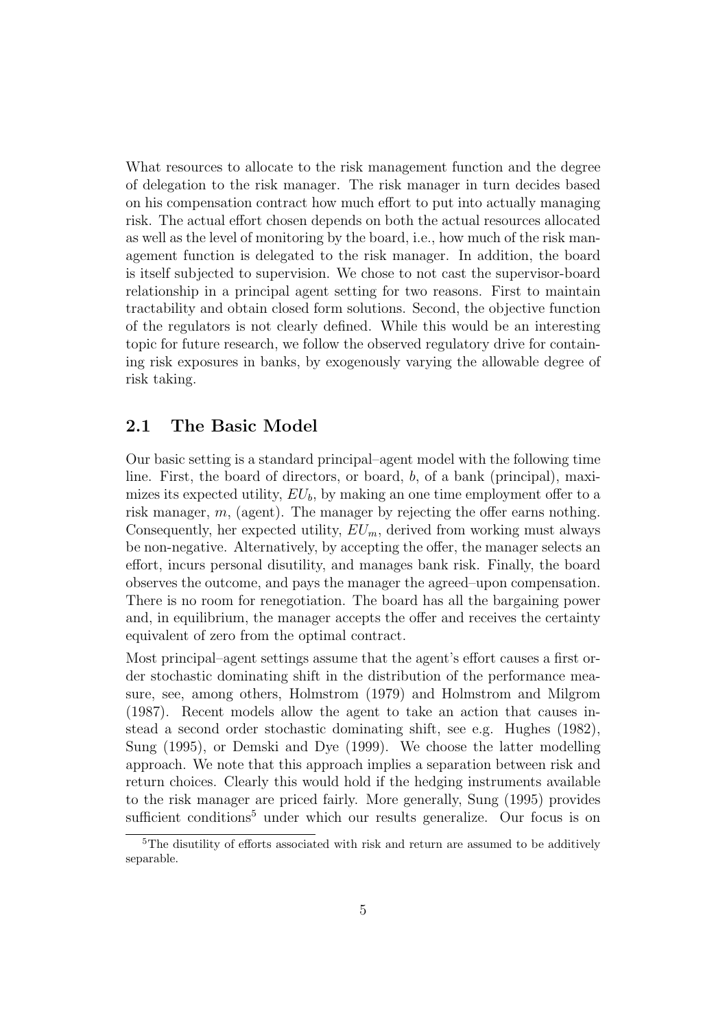What resources to allocate to the risk management function and the degree of delegation to the risk manager. The risk manager in turn decides based on his compensation contract how much effort to put into actually managing risk. The actual effort chosen depends on both the actual resources allocated as well as the level of monitoring by the board, i.e., how much of the risk management function is delegated to the risk manager. In addition, the board is itself subjected to supervision. We chose to not cast the supervisor-board relationship in a principal agent setting for two reasons. First to maintain tractability and obtain closed form solutions. Second, the objective function of the regulators is not clearly defined. While this would be an interesting topic for future research, we follow the observed regulatory drive for containing risk exposures in banks, by exogenously varying the allowable degree of risk taking.

## 2.1 The Basic Model

Our basic setting is a standard principal–agent model with the following time line. First, the board of directors, or board, $b$, of a bank (principal), maximizes its expected utility, $EU_b$, by making an one time employment offer to a risk manager, $m$, (agent). The manager by rejecting the offer earns nothing. Consequently, her expected utility, $EU_m$, derived from working must always be non-negative. Alternatively, by accepting the offer, the manager selects an effort, incurs personal disutility, and manages bank risk. Finally, the board observes the outcome, and pays the manager the agreed–upon compensation. There is no room for renegotiation. The board has all the bargaining power and, in equilibrium, the manager accepts the offer and receives the certainty equivalent of zero from the optimal contract.

Most principal–agent settings assume that the agent's effort causes a first order stochastic dominating shift in the distribution of the performance measure, see, among others, Holmstrom (1979) and Holmstrom and Milgrom (1987). Recent models allow the agent to take an action that causes instead a second order stochastic dominating shift, see e.g. Hughes (1982), Sung (1995), or Demski and Dye (1999). We choose the latter modelling approach. We note that this approach implies a separation between risk and return choices. Clearly this would hold if the hedging instruments available to the risk manager are priced fairly. More generally, Sung (1995) provides sufficient conditions[5] under which our results generalize. Our focus is on

[5] The disutility of efforts associated with risk and return are assumed to be additively separable.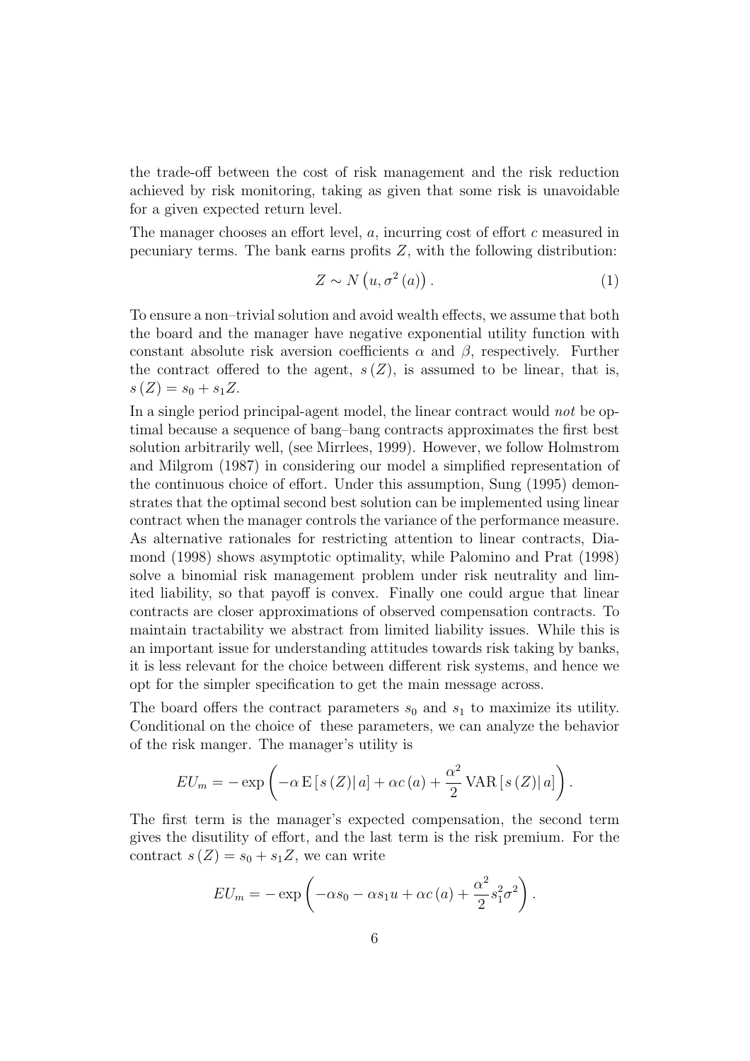the trade-off between the cost of risk management and the risk reduction achieved by risk monitoring, taking as given that some risk is unavoidable for a given expected return level.

The manager chooses an effort level, $a$, incurring cost of effort $c$ measured in pecuniary terms. The bank earns profits $Z$, with the following distribution:

$$Z \sim N\left(u, \sigma^2(a)\right). \tag{1}$$

To ensure a non–trivial solution and avoid wealth effects, we assume that both the board and the manager have negative exponential utility function with constant absolute risk aversion coefficients $\alpha$ and $\beta$, respectively. Further the contract offered to the agent, $s(Z)$, is assumed to be linear, that is, $s(Z) = s_0 + s_1 Z$.

In a single period principal-agent model, the linear contract would *not* be optimal because a sequence of bang–bang contracts approximates the first best solution arbitrarily well, (see Mirrlees, 1999). However, we follow Holmstrom and Milgrom (1987) in considering our model a simplified representation of the continuous choice of effort. Under this assumption, Sung (1995) demonstrates that the optimal second best solution can be implemented using linear contract when the manager controls the variance of the performance measure. As alternative rationales for restricting attention to linear contracts, Diamond (1998) shows asymptotic optimality, while Palomino and Prat (1998) solve a binomial risk management problem under risk neutrality and limited liability, so that payoff is convex. Finally one could argue that linear contracts are closer approximations of observed compensation contracts. To maintain tractability we abstract from limited liability issues. While this is an important issue for understanding attitudes towards risk taking by banks, it is less relevant for the choice between different risk systems, and hence we opt for the simpler specification to get the main message across.

The board offers the contract parameters $s_0$ and $s_1$ to maximize its utility. Conditional on the choice of these parameters, we can analyze the behavior of the risk manger. The manager's utility is

$$EU_m = -\exp\left(-\alpha \operatorname{E}\left[s(Z)|\, a\right] + \alpha c(a) + \frac{\alpha^2}{2} \operatorname{VAR}\left[s(Z)|\, a\right]\right).$$

The first term is the manager's expected compensation, the second term gives the disutility of effort, and the last term is the risk premium. For the contract $s(Z) = s_0 + s_1 Z$, we can write

$$EU_m = -\exp\left(-\alpha s_0 - \alpha s_1 u + \alpha c(a) + \frac{\alpha^2}{2} s_1^2 \sigma^2\right).$$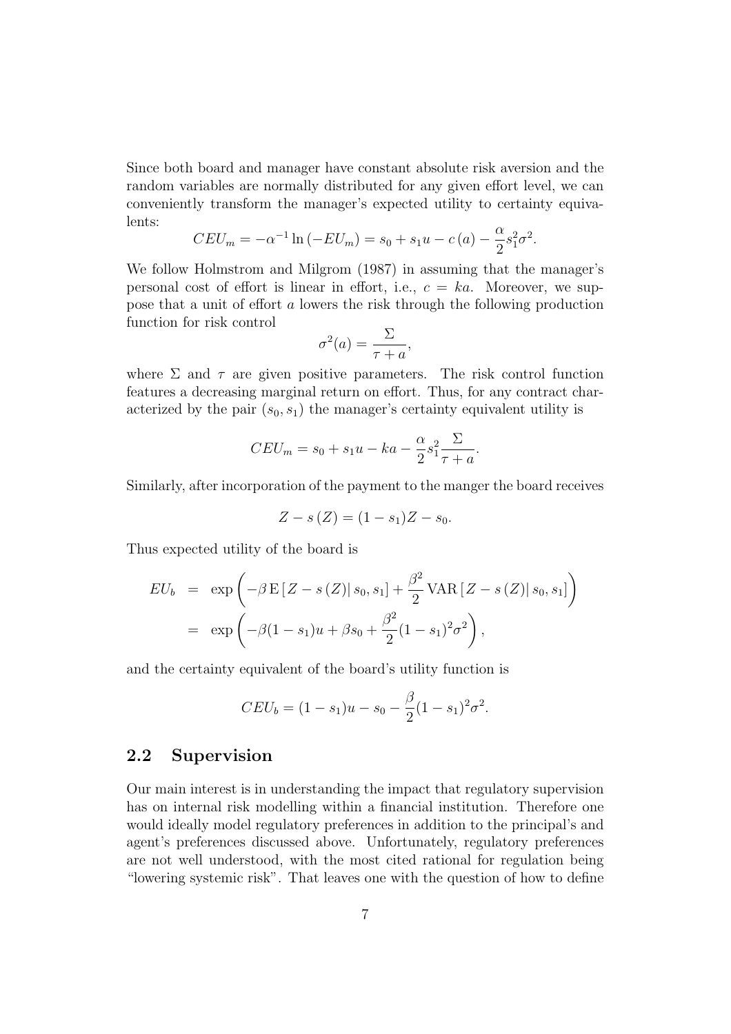Since both board and manager have constant absolute risk aversion and the random variables are normally distributed for any given effort level, we can conveniently transform the manager's expected utility to certainty equivalents:

$$CEU_m = -\alpha^{-1} \ln(-EU_m) = s_0 + s_1 u - c(a) - \frac{\alpha}{2} s_1^2 \sigma^2.$$

We follow Holmstrom and Milgrom (1987) in assuming that the manager's personal cost of effort is linear in effort, i.e., $c = ka$. Moreover, we suppose that a unit of effort $a$ lowers the risk through the following production function for risk control

$$\sigma^2(a) = \frac{\Sigma}{\tau + a},$$

where $\Sigma$ and $\tau$ are given positive parameters. The risk control function features a decreasing marginal return on effort. Thus, for any contract characterized by the pair $(s_0, s_1)$ the manager's certainty equivalent utility is

$$CEU_m = s_0 + s_1 u - ka - \frac{\alpha}{2} s_1^2 \frac{\Sigma}{\tau + a}.$$

Similarly, after incorporation of the payment to the manger the board receives

$$Z - s(Z) = (1 - s_1)Z - s_0.$$

Thus expected utility of the board is

$$\begin{aligned} EU_b &= \exp\left(-\beta \,\mathrm{E}\left[Z - s(Z) \mid s_0, s_1\right] + \frac{\beta^2}{2} \mathrm{VAR}\left[Z - s(Z) \mid s_0, s_1\right]\right) \\ &= \exp\left(-\beta(1 - s_1)u + \beta s_0 + \frac{\beta^2}{2}(1 - s_1)^2 \sigma^2\right), \end{aligned}$$

and the certainty equivalent of the board's utility function is

$$CEU_b = (1 - s_1)u - s_0 - \frac{\beta}{2}(1 - s_1)^2 \sigma^2.$$

## 2.2 Supervision

Our main interest is in understanding the impact that regulatory supervision has on internal risk modelling within a financial institution. Therefore one would ideally model regulatory preferences in addition to the principal's and agent's preferences discussed above. Unfortunately, regulatory preferences are not well understood, with the most cited rational for regulation being "lowering systemic risk". That leaves one with the question of how to define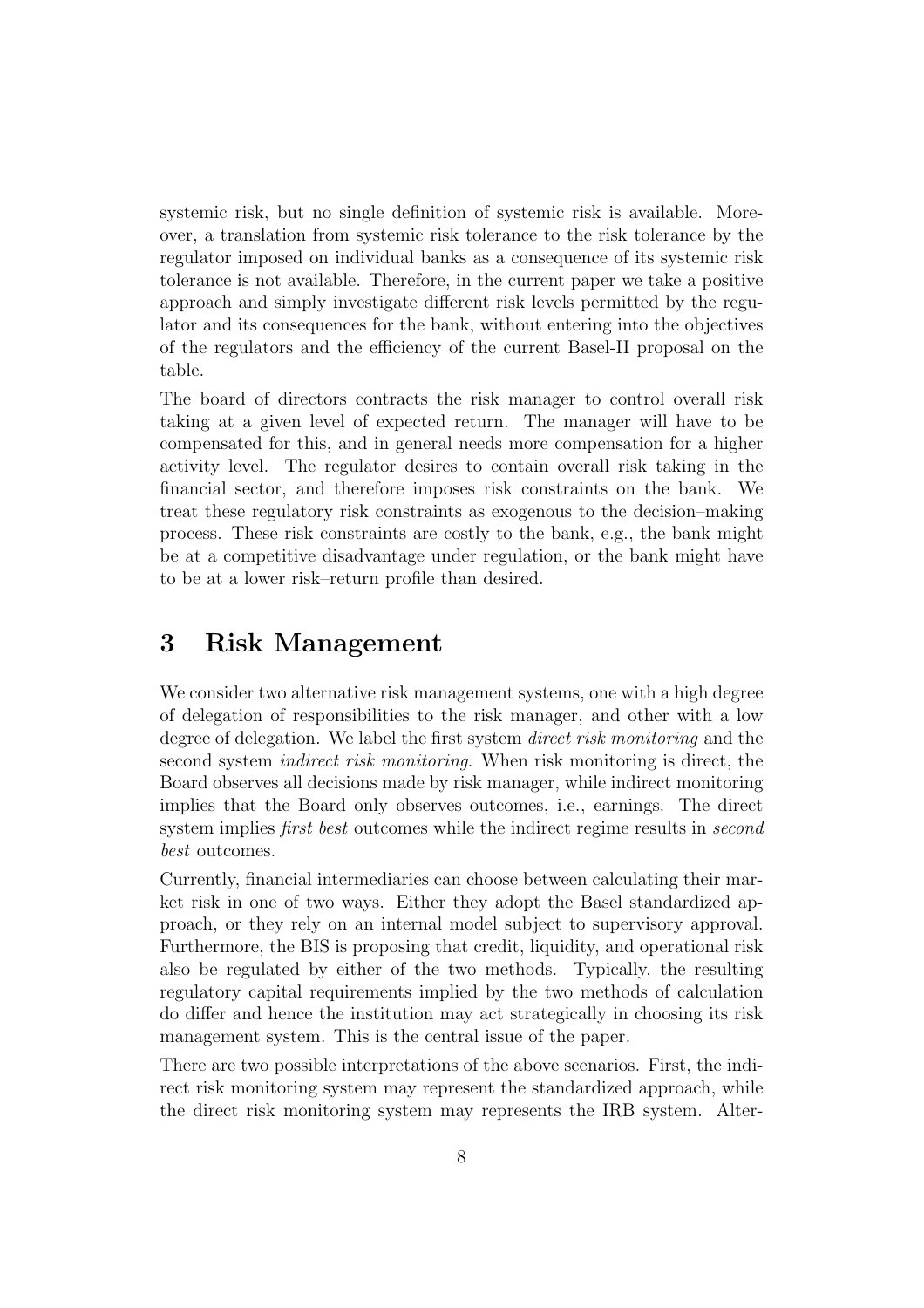systemic risk, but no single definition of systemic risk is available. Moreover, a translation from systemic risk tolerance to the risk tolerance by the regulator imposed on individual banks as a consequence of its systemic risk tolerance is not available. Therefore, in the current paper we take a positive approach and simply investigate different risk levels permitted by the regulator and its consequences for the bank, without entering into the objectives of the regulators and the efficiency of the current Basel-II proposal on the table.

The board of directors contracts the risk manager to control overall risk taking at a given level of expected return. The manager will have to be compensated for this, and in general needs more compensation for a higher activity level. The regulator desires to contain overall risk taking in the financial sector, and therefore imposes risk constraints on the bank. We treat these regulatory risk constraints as exogenous to the decision–making process. These risk constraints are costly to the bank, e.g., the bank might be at a competitive disadvantage under regulation, or the bank might have to be at a lower risk–return profile than desired.

# 3 Risk Management

We consider two alternative risk management systems, one with a high degree of delegation of responsibilities to the risk manager, and other with a low degree of delegation. We label the first system *direct risk monitoring* and the second system *indirect risk monitoring*. When risk monitoring is direct, the Board observes all decisions made by risk manager, while indirect monitoring implies that the Board only observes outcomes, i.e., earnings. The direct system implies *first best* outcomes while the indirect regime results in *second best* outcomes.

Currently, financial intermediaries can choose between calculating their market risk in one of two ways. Either they adopt the Basel standardized approach, or they rely on an internal model subject to supervisory approval. Furthermore, the BIS is proposing that credit, liquidity, and operational risk also be regulated by either of the two methods. Typically, the resulting regulatory capital requirements implied by the two methods of calculation do differ and hence the institution may act strategically in choosing its risk management system. This is the central issue of the paper.

There are two possible interpretations of the above scenarios. First, the indirect risk monitoring system may represent the standardized approach, while the direct risk monitoring system may represents the IRB system. Alter-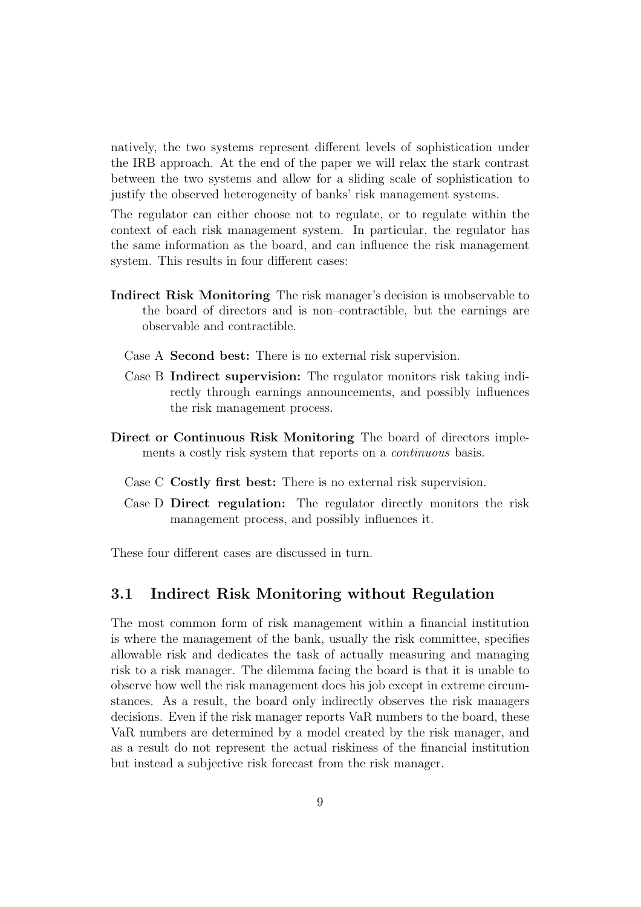natively, the two systems represent different levels of sophistication under the IRB approach. At the end of the paper we will relax the stark contrast between the two systems and allow for a sliding scale of sophistication to justify the observed heterogeneity of banks' risk management systems.

The regulator can either choose not to regulate, or to regulate within the context of each risk management system. In particular, the regulator has the same information as the board, and can influence the risk management system. This results in four different cases:

**Indirect Risk Monitoring** The risk manager's decision is unobservable to the board of directors and is non–contractible, but the earnings are observable and contractible.

- Case A **Second best:** There is no external risk supervision.
- Case B **Indirect supervision:** The regulator monitors risk taking indirectly through earnings announcements, and possibly influences the risk management process.

**Direct or Continuous Risk Monitoring** The board of directors implements a costly risk system that reports on a *continuous* basis.

- Case C **Costly first best:** There is no external risk supervision.
- Case D **Direct regulation:** The regulator directly monitors the risk management process, and possibly influences it.

These four different cases are discussed in turn.

## 3.1 Indirect Risk Monitoring without Regulation

The most common form of risk management within a financial institution is where the management of the bank, usually the risk committee, specifies allowable risk and dedicates the task of actually measuring and managing risk to a risk manager. The dilemma facing the board is that it is unable to observe how well the risk management does his job except in extreme circumstances. As a result, the board only indirectly observes the risk managers decisions. Even if the risk manager reports VaR numbers to the board, these VaR numbers are determined by a model created by the risk manager, and as a result do not represent the actual riskiness of the financial institution but instead a subjective risk forecast from the risk manager.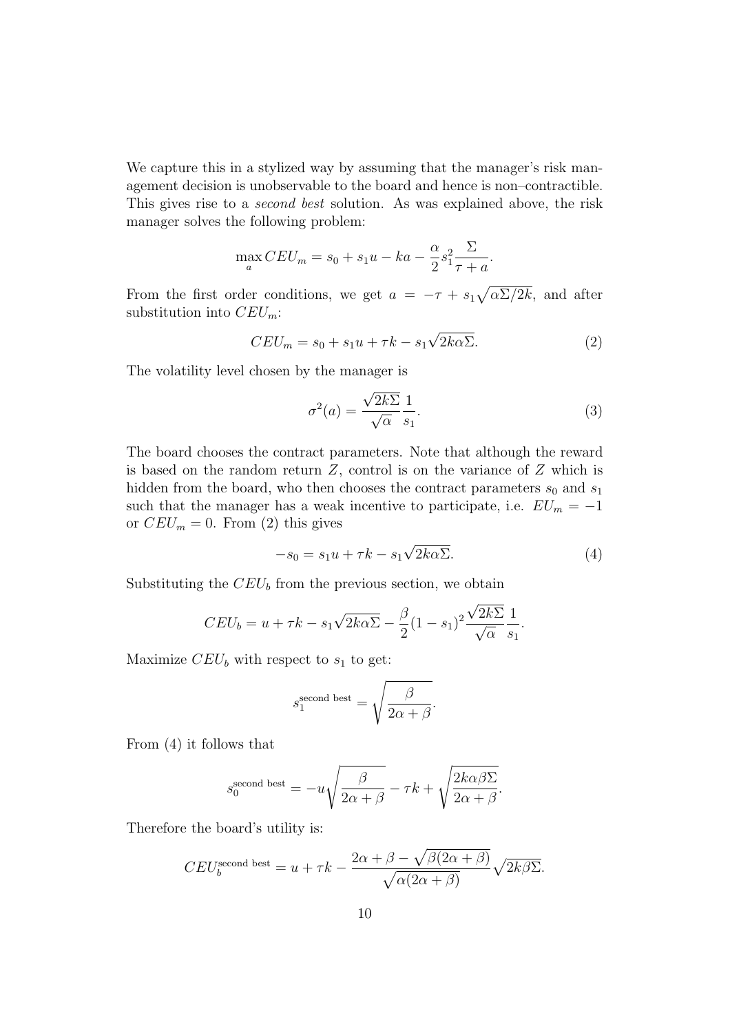We capture this in a stylized way by assuming that the manager's risk management decision is unobservable to the board and hence is non–contractible. This gives rise to a *second best* solution. As was explained above, the risk manager solves the following problem:

$$\max_a CEU_m = s_0 + s_1 u - ka - \frac{\alpha}{2} s_1^2 \frac{\Sigma}{\tau + a}.$$

From the first order conditions, we get $a = -\tau + s_1\sqrt{\alpha\Sigma/2k}$, and after substitution into $CEU_m$:

$$CEU_m = s_0 + s_1 u + \tau k - s_1\sqrt{2k\alpha\Sigma}. \tag{2}$$

The volatility level chosen by the manager is

$$\sigma^2(a) = \frac{\sqrt{2k\Sigma}}{\sqrt{\alpha}} \frac{1}{s_1}. \tag{3}$$

The board chooses the contract parameters. Note that although the reward is based on the random return $Z$, control is on the variance of $Z$ which is hidden from the board, who then chooses the contract parameters $s_0$ and $s_1$ such that the manager has a weak incentive to participate, i.e. $EU_m = -1$ or $CEU_m = 0$. From (2) this gives

$$-s_0 = s_1 u + \tau k - s_1\sqrt{2k\alpha\Sigma}. \tag{4}$$

Substituting the $CEU_b$ from the previous section, we obtain

$$CEU_b = u + \tau k - s_1\sqrt{2k\alpha\Sigma} - \frac{\beta}{2}(1 - s_1)^2 \frac{\sqrt{2k\Sigma}}{\sqrt{\alpha}} \frac{1}{s_1}.$$

Maximize $CEU_b$ with respect to $s_1$ to get:

$$s_1^{\text{second best}} = \sqrt{\frac{\beta}{2\alpha + \beta}}.$$

From (4) it follows that

$$s_0^{\text{second best}} = -u\sqrt{\frac{\beta}{2\alpha + \beta}} - \tau k + \sqrt{\frac{2k\alpha\beta\Sigma}{2\alpha + \beta}}.$$

Therefore the board's utility is:

$$CEU_b^{\text{second best}} = u + \tau k - \frac{2\alpha + \beta - \sqrt{\beta(2\alpha + \beta)}}{\sqrt{\alpha(2\alpha + \beta)}}\sqrt{2k\beta\Sigma}.$$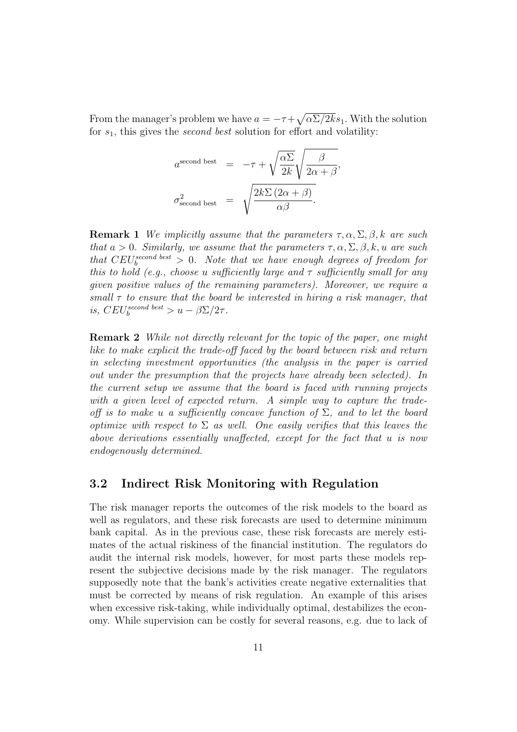From the manager's problem we have $a = -\tau + \sqrt{\alpha\Sigma/2k}s_1$. With the solution for $s_1$, this gives the *second best* solution for effort and volatility:

$$
\begin{aligned}
a^{\text{second best}} &= -\tau + \sqrt{\frac{\alpha\Sigma}{2k}}\sqrt{\frac{\beta}{2\alpha+\beta}}, \\
\sigma^2_{\text{second best}} &= \sqrt{\frac{2k\Sigma\,(2\alpha+\beta)}{\alpha\beta}}.
\end{aligned}
$$

**Remark 1** *We implicitly assume that the parameters $\tau, \alpha, \Sigma, \beta, k$ are such that $a > 0$. Similarly, we assume that the parameters $\tau, \alpha, \Sigma, \beta, k, u$ are such that $CEU_b^{second\ best} > 0$. Note that we have enough degrees of freedom for this to hold (e.g., choose $u$ sufficiently large and $\tau$ sufficiently small for any given positive values of the remaining parameters). Moreover, we require a small $\tau$ to ensure that the board be interested in hiring a risk manager, that is, $CEU_b^{second\ best} > u - \beta\Sigma/2\tau$.*

**Remark 2** *While not directly relevant for the topic of the paper, one might like to make explicit the trade-off faced by the board between risk and return in selecting investment opportunities (the analysis in the paper is carried out under the presumption that the projects have already been selected). In the current setup we assume that the board is faced with running projects with a given level of expected return. A simple way to capture the trade-off is to make $u$ a sufficiently concave function of $\Sigma$, and to let the board optimize with respect to $\Sigma$ as well. One easily verifies that this leaves the above derivations essentially unaffected, except for the fact that $u$ is now endogenously determined.*

### 3.2 Indirect Risk Monitoring with Regulation

The risk manager reports the outcomes of the risk models to the board as well as regulators, and these risk forecasts are used to determine minimum bank capital. As in the previous case, these risk forecasts are merely estimates of the actual riskiness of the financial institution. The regulators do audit the internal risk models, however, for most parts these models represent the subjective decisions made by the risk manager. The regulators supposedly note that the bank's activities create negative externalities that must be corrected by means of risk regulation. An example of this arises when excessive risk-taking, while individually optimal, destabilizes the economy. While supervision can be costly for several reasons, e.g. due to lack of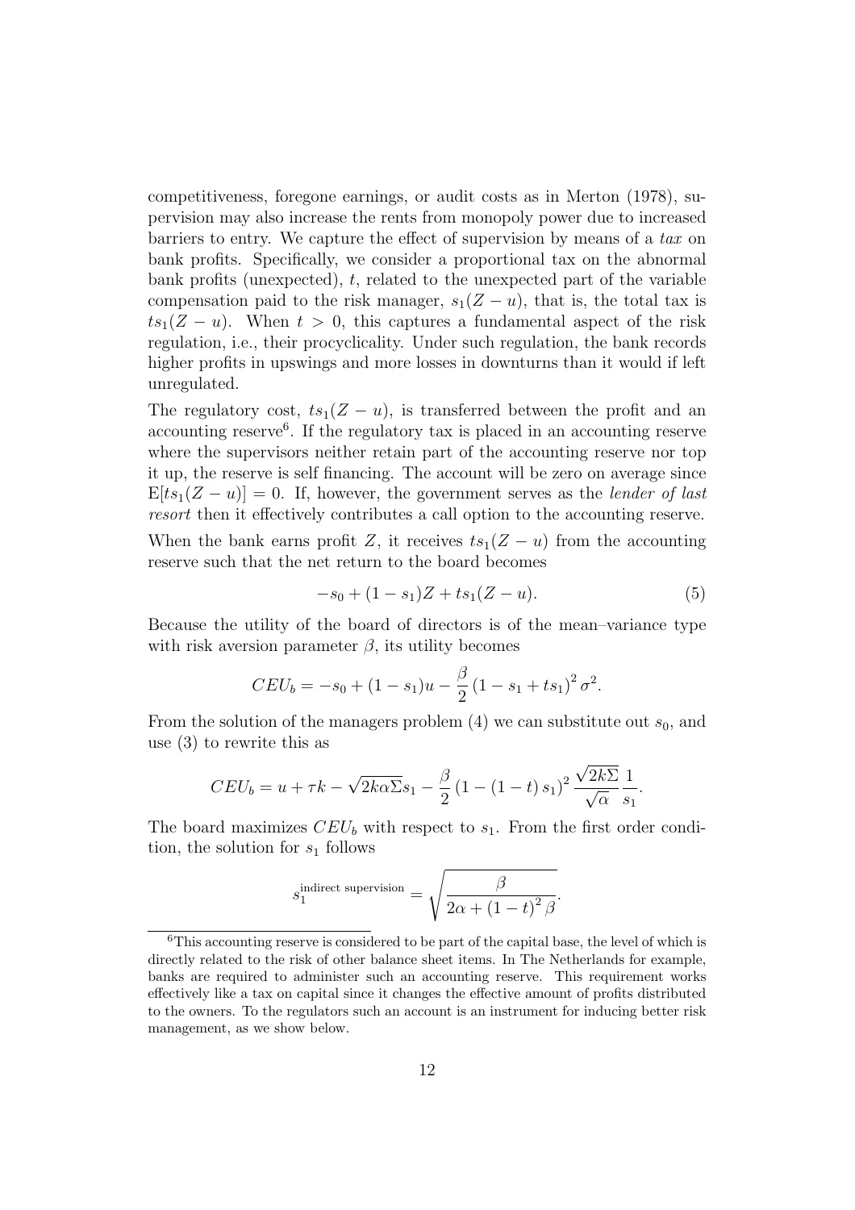competitiveness, foregone earnings, or audit costs as in Merton (1978), supervision may also increase the rents from monopoly power due to increased barriers to entry. We capture the effect of supervision by means of a *tax* on bank profits. Specifically, we consider a proportional tax on the abnormal bank profits (unexpected), $t$, related to the unexpected part of the variable compensation paid to the risk manager, $s_1(Z-u)$, that is, the total tax is $ts_1(Z-u)$. When $t>0$, this captures a fundamental aspect of the risk regulation, i.e., their procyclicality. Under such regulation, the bank records higher profits in upswings and more losses in downturns than it would if left unregulated.

The regulatory cost, $ts_1(Z-u)$, is transferred between the profit and an accounting reserve[6]. If the regulatory tax is placed in an accounting reserve where the supervisors neither retain part of the accounting reserve nor top it up, the reserve is self financing. The account will be zero on average since $\mathrm{E}[ts_1(Z-u)] = 0$. If, however, the government serves as the *lender of last resort* then it effectively contributes a call option to the accounting reserve.

When the bank earns profit $Z$, it receives $ts_1(Z-u)$ from the accounting reserve such that the net return to the board becomes

$$-s_0 + (1-s_1)Z + ts_1(Z-u). \tag{5}$$

Because the utility of the board of directors is of the mean–variance type with risk aversion parameter $\beta$, its utility becomes

$$CEU_b = -s_0 + (1-s_1)u - \frac{\beta}{2}\left(1 - s_1 + ts_1\right)^2 \sigma^2.$$

From the solution of the managers problem (4) we can substitute out $s_0$, and use (3) to rewrite this as

$$CEU_b = u + \tau k - \sqrt{2k\alpha\Sigma}s_1 - \frac{\beta}{2}\left(1-(1-t)\,s_1\right)^2 \frac{\sqrt{2k\Sigma}}{\sqrt{\alpha}}\frac{1}{s_1}.$$

The board maximizes $CEU_b$ with respect to $s_1$. From the first order condition, the solution for $s_1$ follows

$$s_1^{\text{indirect supervision}} = \sqrt{\frac{\beta}{2\alpha + (1-t)^2\beta}}.$$

[6] This accounting reserve is considered to be part of the capital base, the level of which is directly related to the risk of other balance sheet items. In The Netherlands for example, banks are required to administer such an accounting reserve. This requirement works effectively like a tax on capital since it changes the effective amount of profits distributed to the owners. To the regulators such an account is an instrument for inducing better risk management, as we show below.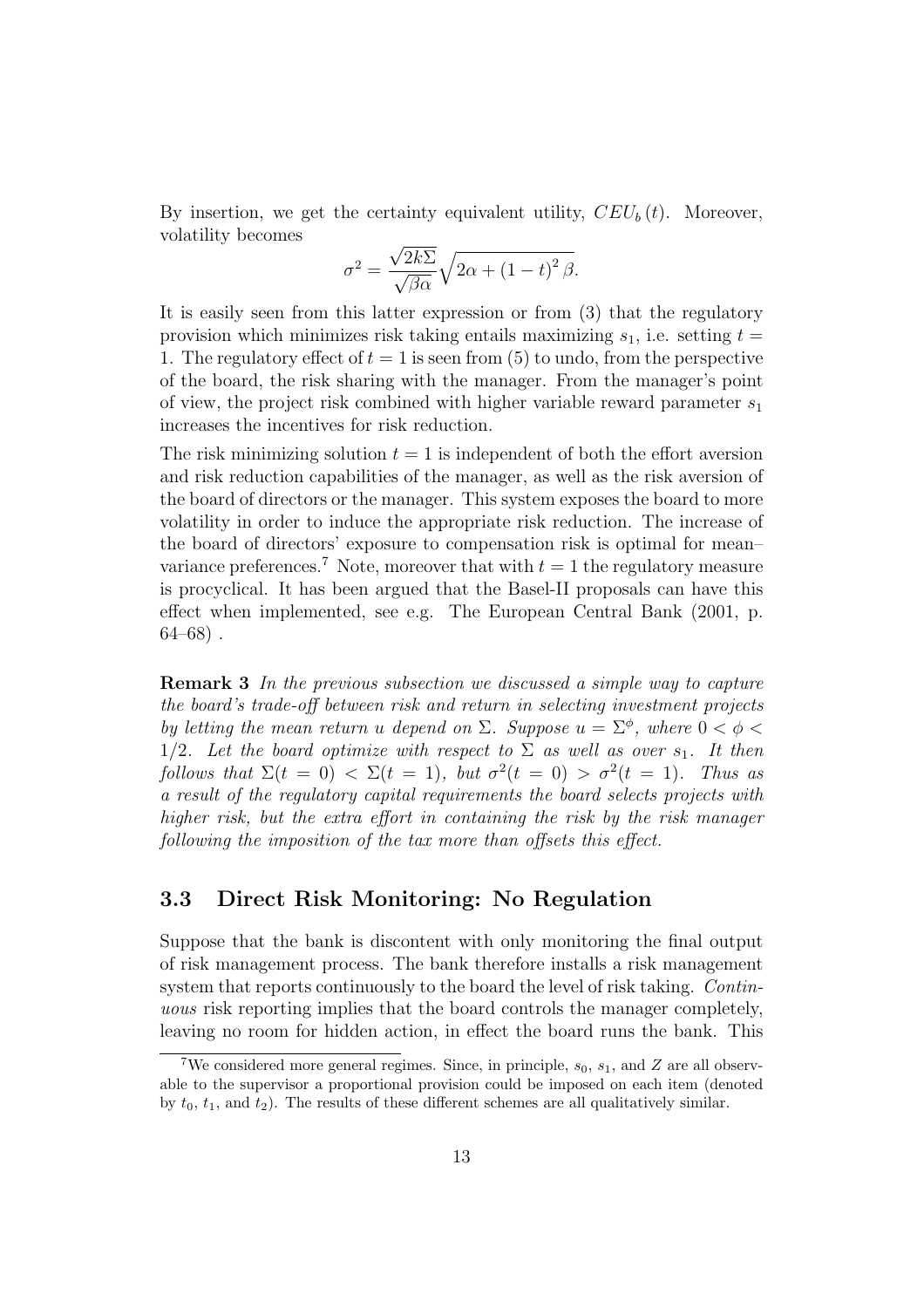By insertion, we get the certainty equivalent utility, $CEU_b(t)$. Moreover, volatility becomes

$$\sigma^2 = \frac{\sqrt{2k\Sigma}}{\sqrt{\beta\alpha}}\sqrt{2\alpha + (1-t)^2\beta}.$$

It is easily seen from this latter expression or from (3) that the regulatory provision which minimizes risk taking entails maximizing $s_1$, i.e. setting $t = 1$. The regulatory effect of $t = 1$ is seen from (5) to undo, from the perspective of the board, the risk sharing with the manager. From the manager's point of view, the project risk combined with higher variable reward parameter $s_1$ increases the incentives for risk reduction.

The risk minimizing solution $t = 1$ is independent of both the effort aversion and risk reduction capabilities of the manager, as well as the risk aversion of the board of directors or the manager. This system exposes the board to more volatility in order to induce the appropriate risk reduction. The increase of the board of directors' exposure to compensation risk is optimal for mean–variance preferences.[7] Note, moreover that with $t = 1$ the regulatory measure is procyclical. It has been argued that the Basel-II proposals can have this effect when implemented, see e.g. The European Central Bank (2001, p. 64–68) .

**Remark 3** *In the previous subsection we discussed a simple way to capture the board's trade-off between risk and return in selecting investment projects by letting the mean return $u$ depend on $\Sigma$. Suppose $u = \Sigma^{\phi}$, where $0 < \phi < 1/2$. Let the board optimize with respect to $\Sigma$ as well as over $s_1$. It then follows that $\Sigma(t = 0) < \Sigma(t = 1)$, but $\sigma^2(t = 0) > \sigma^2(t = 1)$. Thus as a result of the regulatory capital requirements the board selects projects with higher risk, but the extra effort in containing the risk by the risk manager following the imposition of the tax more than offsets this effect.*

### 3.3 Direct Risk Monitoring: No Regulation

Suppose that the bank is discontent with only monitoring the final output of risk management process. The bank therefore installs a risk management system that reports continuously to the board the level of risk taking. *Continuous* risk reporting implies that the board controls the manager completely, leaving no room for hidden action, in effect the board runs the bank. This

---

[7] We considered more general regimes. Since, in principle, $s_0$, $s_1$, and $Z$ are all observable to the supervisor a proportional provision could be imposed on each item (denoted by $t_0$, $t_1$, and $t_2$). The results of these different schemes are all qualitatively similar.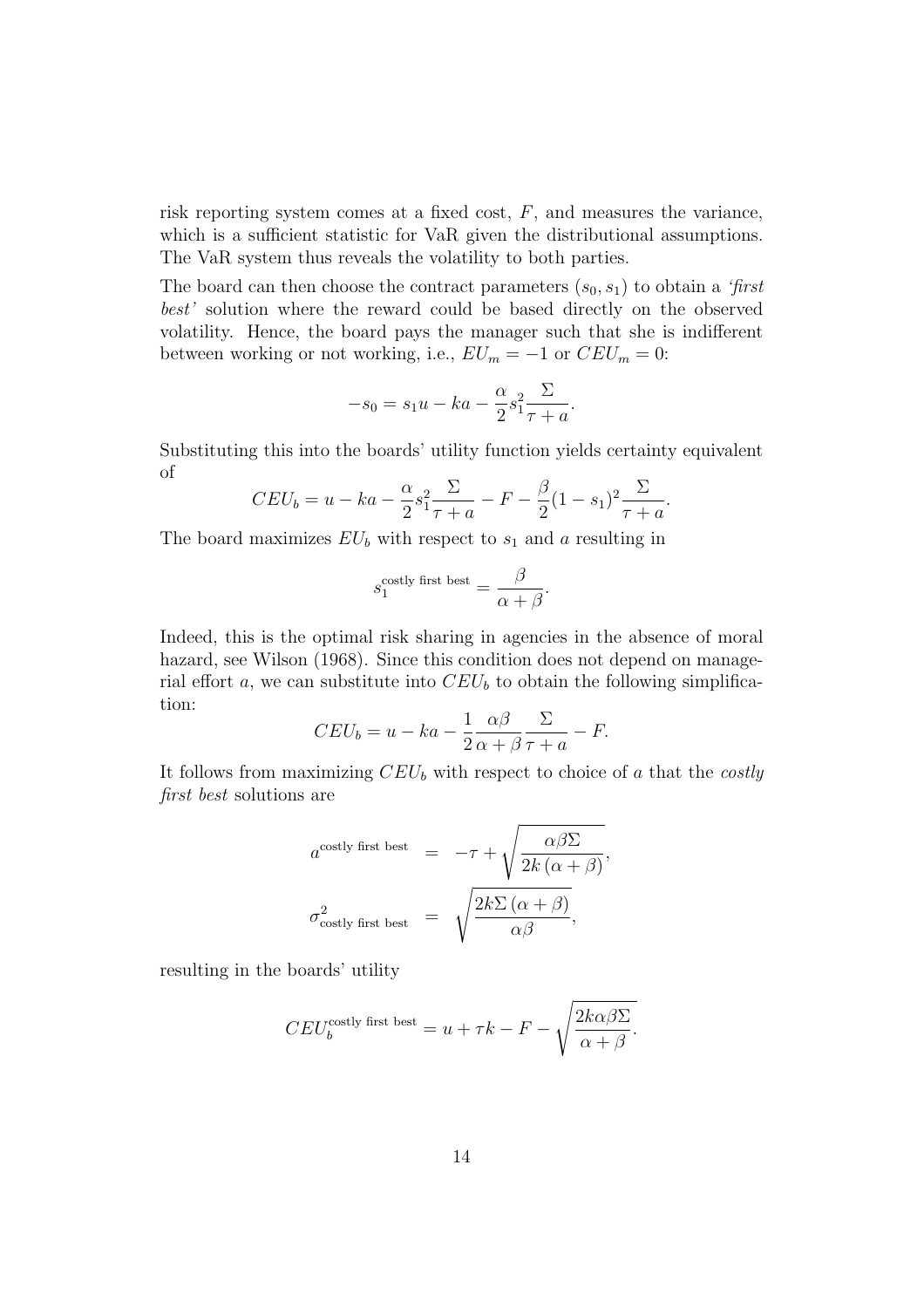risk reporting system comes at a fixed cost, $F$, and measures the variance, which is a sufficient statistic for VaR given the distributional assumptions. The VaR system thus reveals the volatility to both parties.

The board can then choose the contract parameters $(s_0, s_1)$ to obtain a *'first best'* solution where the reward could be based directly on the observed volatility. Hence, the board pays the manager such that she is indifferent between working or not working, i.e., $EU_m = -1$ or $CEU_m = 0$:

$$-s_0 = s_1 u - ka - \frac{\alpha}{2} s_1^2 \frac{\Sigma}{\tau + a}.$$

Substituting this into the boards' utility function yields certainty equivalent of

$$CEU_b = u - ka - \frac{\alpha}{2} s_1^2 \frac{\Sigma}{\tau + a} - F - \frac{\beta}{2}(1 - s_1)^2 \frac{\Sigma}{\tau + a}.$$

The board maximizes $EU_b$ with respect to $s_1$ and $a$ resulting in

$$s_1^{\text{costly first best}} = \frac{\beta}{\alpha + \beta}.$$

Indeed, this is the optimal risk sharing in agencies in the absence of moral hazard, see Wilson (1968). Since this condition does not depend on managerial effort $a$, we can substitute into $CEU_b$ to obtain the following simplification:

$$CEU_b = u - ka - \frac{1}{2} \frac{\alpha\beta}{\alpha + \beta} \frac{\Sigma}{\tau + a} - F.$$

It follows from maximizing $CEU_b$ with respect to choice of $a$ that the *costly first best* solutions are

$$\begin{aligned} a^{\text{costly first best}} &= -\tau + \sqrt{\frac{\alpha\beta\Sigma}{2k(\alpha + \beta)}}, \\ \sigma^2_{\text{costly first best}} &= \sqrt{\frac{2k\Sigma(\alpha + \beta)}{\alpha\beta}}, \end{aligned}$$

resulting in the boards' utility

$$CEU_b^{\text{costly first best}} = u + \tau k - F - \sqrt{\frac{2k\alpha\beta\Sigma}{\alpha + \beta}}.$$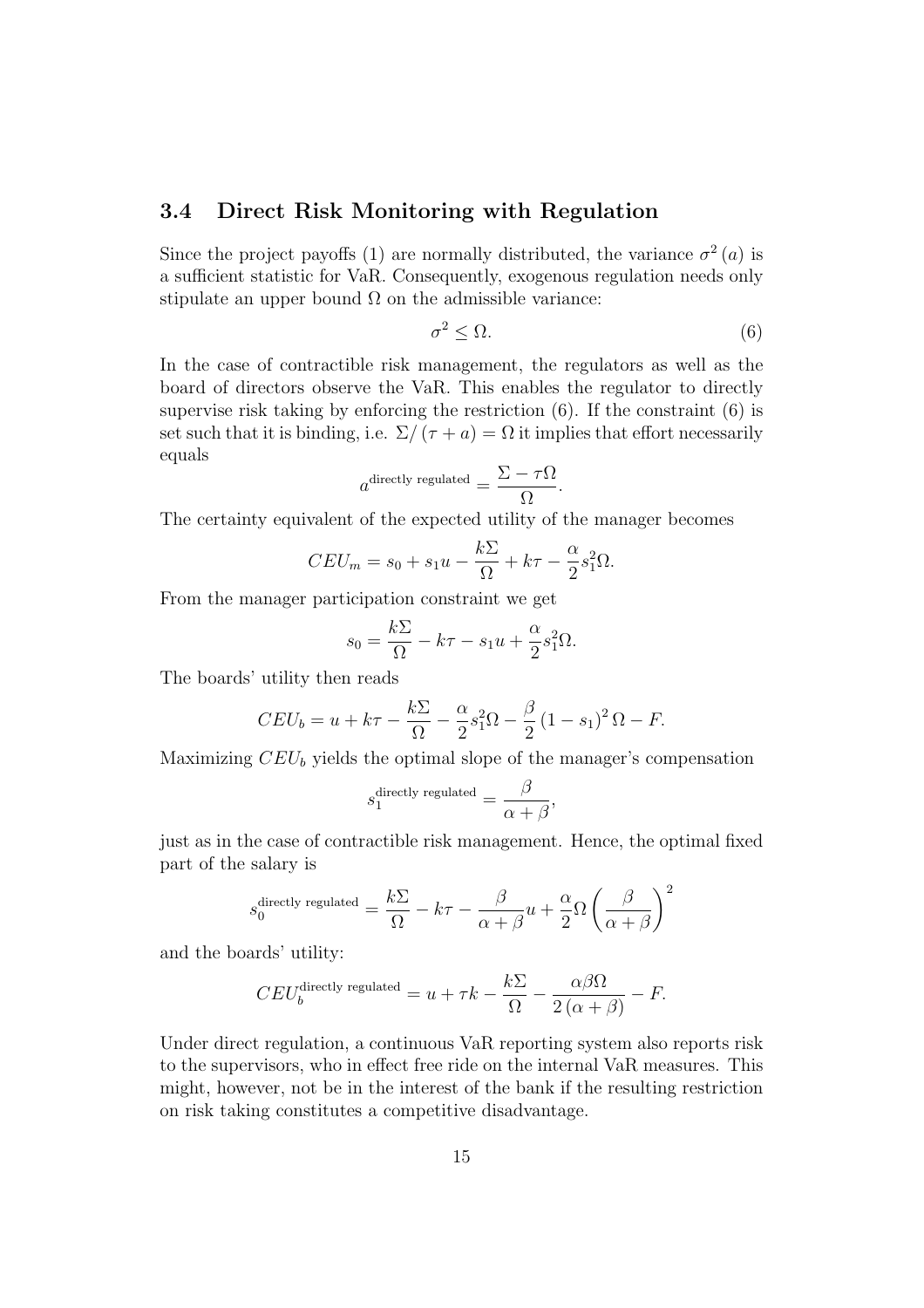### 3.4 Direct Risk Monitoring with Regulation

Since the project payoffs (1) are normally distributed, the variance $\sigma^2(a)$ is a sufficient statistic for VaR. Consequently, exogenous regulation needs only stipulate an upper bound $\Omega$ on the admissible variance:

$$\sigma^2 \leq \Omega. \tag{6}$$

In the case of contractible risk management, the regulators as well as the board of directors observe the VaR. This enables the regulator to directly supervise risk taking by enforcing the restriction (6). If the constraint (6) is set such that it is binding, i.e. $\Sigma/(\tau + a) = \Omega$ it implies that effort necessarily equals

$$a^{\text{directly regulated}} = \frac{\Sigma - \tau\Omega}{\Omega}.$$

The certainty equivalent of the expected utility of the manager becomes

$$CEU_m = s_0 + s_1 u - \frac{k\Sigma}{\Omega} + k\tau - \frac{\alpha}{2}s_1^2\Omega.$$

From the manager participation constraint we get

$$s_0 = \frac{k\Sigma}{\Omega} - k\tau - s_1 u + \frac{\alpha}{2}s_1^2\Omega.$$

The boards' utility then reads

$$CEU_b = u + k\tau - \frac{k\Sigma}{\Omega} - \frac{\alpha}{2}s_1^2\Omega - \frac{\beta}{2}(1 - s_1)^2\Omega - F.$$

Maximizing $CEU_b$ yields the optimal slope of the manager's compensation

$$s_1^{\text{directly regulated}} = \frac{\beta}{\alpha + \beta},$$

just as in the case of contractible risk management. Hence, the optimal fixed part of the salary is

$$s_0^{\text{directly regulated}} = \frac{k\Sigma}{\Omega} - k\tau - \frac{\beta}{\alpha + \beta}u + \frac{\alpha}{2}\Omega\left(\frac{\beta}{\alpha + \beta}\right)^2$$

and the boards' utility:

$$CEU_b^{\text{directly regulated}} = u + \tau k - \frac{k\Sigma}{\Omega} - \frac{\alpha\beta\Omega}{2(\alpha + \beta)} - F.$$

Under direct regulation, a continuous VaR reporting system also reports risk to the supervisors, who in effect free ride on the internal VaR measures. This might, however, not be in the interest of the bank if the resulting restriction on risk taking constitutes a competitive disadvantage.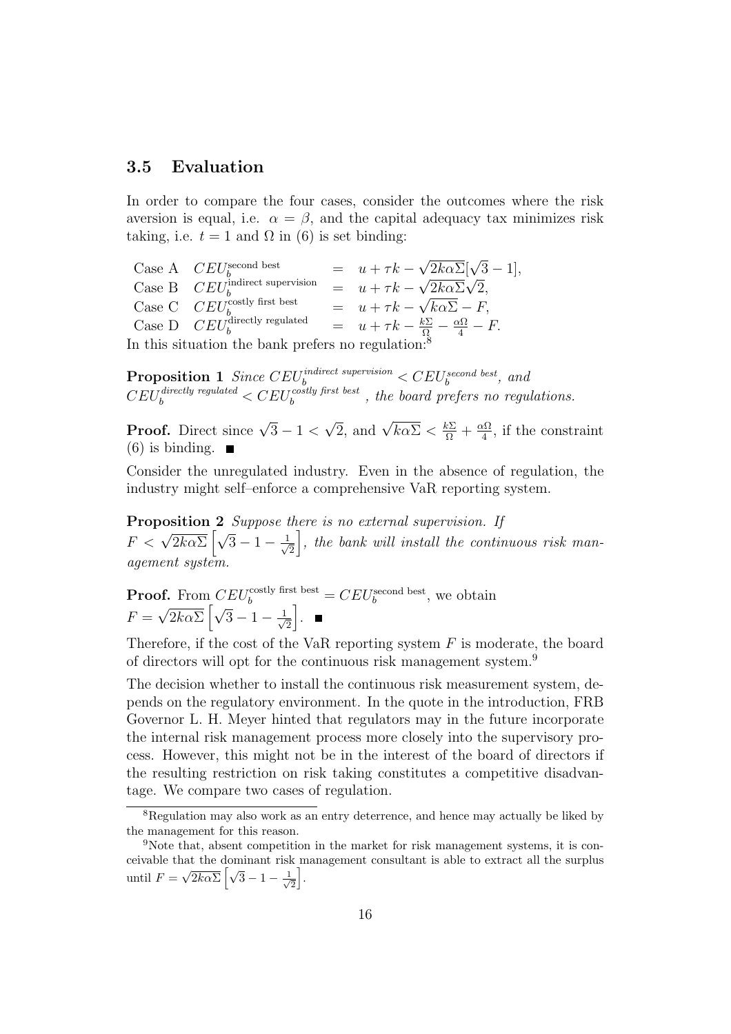### 3.5 Evaluation

In order to compare the four cases, consider the outcomes where the risk aversion is equal, i.e. $\alpha = \beta$, and the capital adequacy tax minimizes risk taking, i.e. $t = 1$ and $\Omega$ in (6) is set binding:

$$
\begin{array}{llcl}
\text{Case A} & CEU_b^{\text{second best}} & = & u + \tau k - \sqrt{2k\alpha\Sigma}[\sqrt{3} - 1], \\
\text{Case B} & CEU_b^{\text{indirect supervision}} & = & u + \tau k - \sqrt{2k\alpha\Sigma}\sqrt{2}, \\
\text{Case C} & CEU_b^{\text{costly first best}} & = & u + \tau k - \sqrt{k\alpha\Sigma} - F, \\
\text{Case D} & CEU_b^{\text{directly regulated}} & = & u + \tau k - \frac{k\Sigma}{\Omega} - \frac{\alpha\Omega}{4} - F.
\end{array}
$$

In this situation the bank prefers no regulation:[8]

**Proposition 1** *Since $CEU_b^{indirect\ supervision} < CEU_b^{second\ best}$, and $CEU_b^{directly\ regulated} < CEU_b^{costly\ first\ best}$ , the board prefers no regulations.*

**Proof.** Direct since $\sqrt{3} - 1 < \sqrt{2}$, and $\sqrt{k\alpha\Sigma} < \frac{k\Sigma}{\Omega} + \frac{\alpha\Omega}{4}$, if the constraint (6) is binding. ■

Consider the unregulated industry. Even in the absence of regulation, the industry might self–enforce a comprehensive VaR reporting system.

**Proposition 2** *Suppose there is no external supervision. If $F < \sqrt{2k\alpha\Sigma}\left[\sqrt{3} - 1 - \frac{1}{\sqrt{2}}\right]$, the bank will install the continuous risk management system.*

**Proof.** From $CEU_b^{\text{costly first best}} = CEU_b^{\text{second best}}$, we obtain $F = \sqrt{2k\alpha\Sigma}\left[\sqrt{3} - 1 - \frac{1}{\sqrt{2}}\right]$. ■

Therefore, if the cost of the VaR reporting system $F$ is moderate, the board of directors will opt for the continuous risk management system.[9]

The decision whether to install the continuous risk measurement system, depends on the regulatory environment. In the quote in the introduction, FRB Governor L. H. Meyer hinted that regulators may in the future incorporate the internal risk management process more closely into the supervisory process. However, this might not be in the interest of the board of directors if the resulting restriction on risk taking constitutes a competitive disadvantage. We compare two cases of regulation.

---

[8] Regulation may also work as an entry deterrence, and hence may actually be liked by the management for this reason.

[9] Note that, absent competition in the market for risk management systems, it is conceivable that the dominant risk management consultant is able to extract all the surplus until $F = \sqrt{2k\alpha\Sigma}\left[\sqrt{3} - 1 - \frac{1}{\sqrt{2}}\right]$.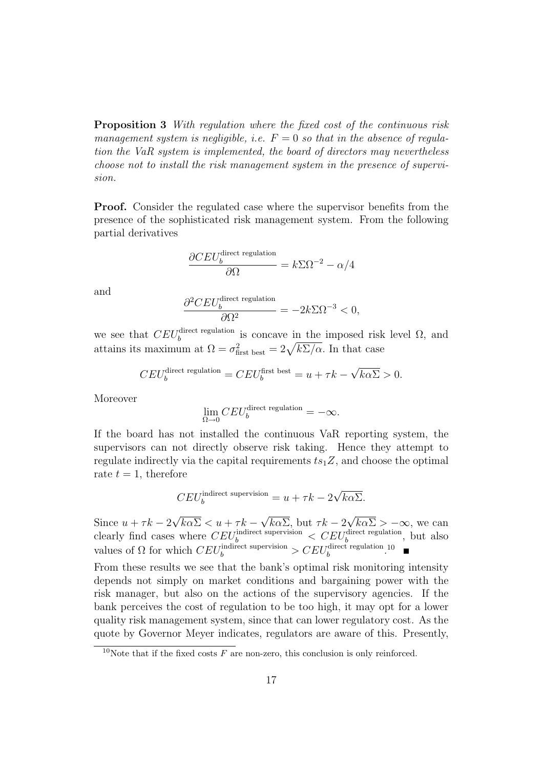**Proposition 3** *With regulation where the fixed cost of the continuous risk management system is negligible, i.e. $F = 0$ so that in the absence of regulation the VaR system is implemented, the board of directors may nevertheless choose not to install the risk management system in the presence of supervision.*

**Proof.** Consider the regulated case where the supervisor benefits from the presence of the sophisticated risk management system. From the following partial derivatives

$$\frac{\partial CEU_b^{\text{direct regulation}}}{\partial \Omega} = k\Sigma\Omega^{-2} - \alpha/4$$

and

$$\frac{\partial^2 CEU_b^{\text{direct regulation}}}{\partial \Omega^2} = -2k\Sigma\Omega^{-3} < 0,$$

we see that $CEU_b^{\text{direct regulation}}$ is concave in the imposed risk level $\Omega$, and attains its maximum at $\Omega = \sigma^2_{\text{first best}} = 2\sqrt{k\Sigma/\alpha}$. In that case

$$CEU_b^{\text{direct regulation}} = CEU_b^{\text{first best}} = u + \tau k - \sqrt{k\alpha\Sigma} > 0.$$

Moreover

$$\lim_{\Omega \to 0} CEU_b^{\text{direct regulation}} = -\infty.$$

If the board has not installed the continuous VaR reporting system, the supervisors can not directly observe risk taking. Hence they attempt to regulate indirectly via the capital requirements $ts_1Z$, and choose the optimal rate $t = 1$, therefore

$$CEU_b^{\text{indirect supervision}} = u + \tau k - 2\sqrt{k\alpha\Sigma}.$$

Since $u + \tau k - 2\sqrt{k\alpha\Sigma} < u + \tau k - \sqrt{k\alpha\Sigma}$, but $\tau k - 2\sqrt{k\alpha\Sigma} > -\infty$, we can clearly find cases where $CEU_b^{\text{indirect supervision}} < CEU_b^{\text{direct regulation}}$, but also values of $\Omega$ for which $CEU_b^{\text{indirect supervision}} > CEU_b^{\text{direct regulation}}$.[10] ■

From these results we see that the bank's optimal risk monitoring intensity depends not simply on market conditions and bargaining power with the risk manager, but also on the actions of the supervisory agencies. If the bank perceives the cost of regulation to be too high, it may opt for a lower quality risk management system, since that can lower regulatory cost. As the quote by Governor Meyer indicates, regulators are aware of this. Presently,

[10] Note that if the fixed costs $F$ are non-zero, this conclusion is only reinforced.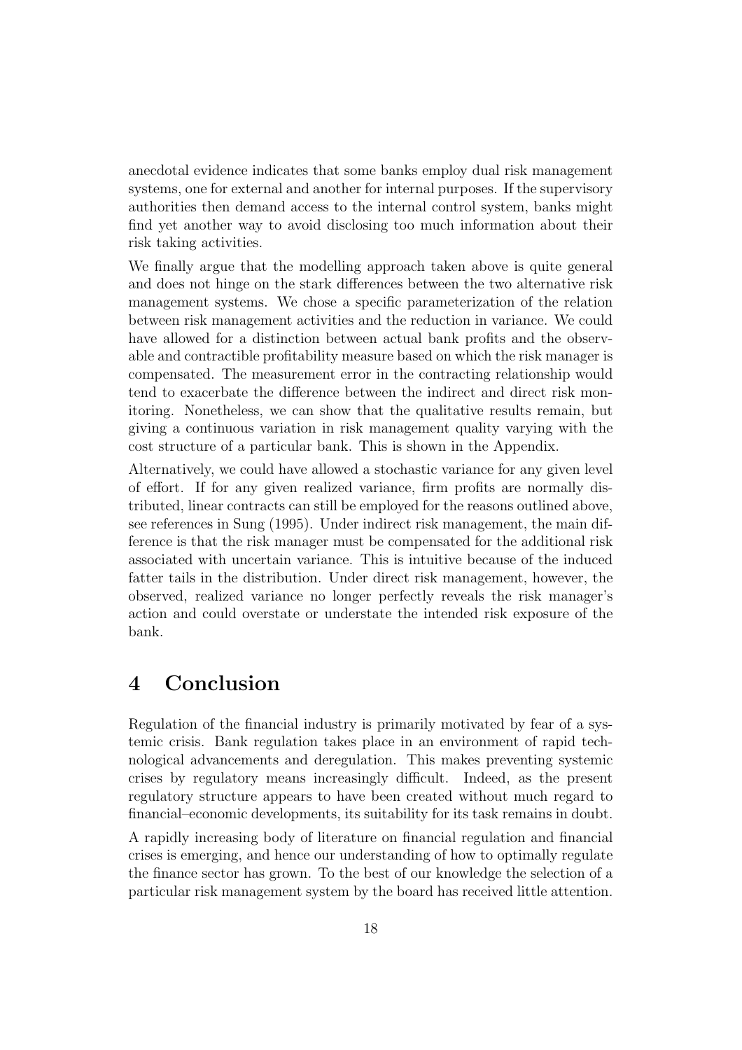anecdotal evidence indicates that some banks employ dual risk management systems, one for external and another for internal purposes. If the supervisory authorities then demand access to the internal control system, banks might find yet another way to avoid disclosing too much information about their risk taking activities.

We finally argue that the modelling approach taken above is quite general and does not hinge on the stark differences between the two alternative risk management systems. We chose a specific parameterization of the relation between risk management activities and the reduction in variance. We could have allowed for a distinction between actual bank profits and the observable and contractible profitability measure based on which the risk manager is compensated. The measurement error in the contracting relationship would tend to exacerbate the difference between the indirect and direct risk monitoring. Nonetheless, we can show that the qualitative results remain, but giving a continuous variation in risk management quality varying with the cost structure of a particular bank. This is shown in the Appendix.

Alternatively, we could have allowed a stochastic variance for any given level of effort. If for any given realized variance, firm profits are normally distributed, linear contracts can still be employed for the reasons outlined above, see references in Sung (1995). Under indirect risk management, the main difference is that the risk manager must be compensated for the additional risk associated with uncertain variance. This is intuitive because of the induced fatter tails in the distribution. Under direct risk management, however, the observed, realized variance no longer perfectly reveals the risk manager's action and could overstate or understate the intended risk exposure of the bank.

# 4 Conclusion

Regulation of the financial industry is primarily motivated by fear of a systemic crisis. Bank regulation takes place in an environment of rapid technological advancements and deregulation. This makes preventing systemic crises by regulatory means increasingly difficult. Indeed, as the present regulatory structure appears to have been created without much regard to financial–economic developments, its suitability for its task remains in doubt.

A rapidly increasing body of literature on financial regulation and financial crises is emerging, and hence our understanding of how to optimally regulate the finance sector has grown. To the best of our knowledge the selection of a particular risk management system by the board has received little attention.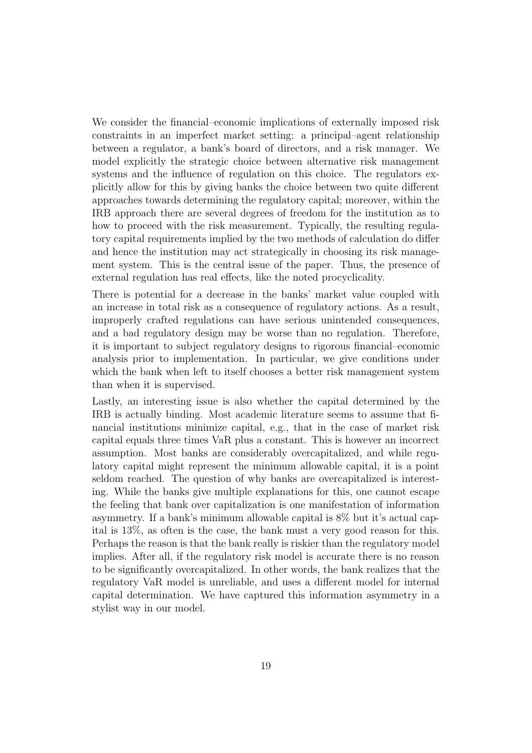We consider the financial–economic implications of externally imposed risk constraints in an imperfect market setting: a principal–agent relationship between a regulator, a bank's board of directors, and a risk manager. We model explicitly the strategic choice between alternative risk management systems and the influence of regulation on this choice. The regulators explicitly allow for this by giving banks the choice between two quite different approaches towards determining the regulatory capital; moreover, within the IRB approach there are several degrees of freedom for the institution as to how to proceed with the risk measurement. Typically, the resulting regulatory capital requirements implied by the two methods of calculation do differ and hence the institution may act strategically in choosing its risk management system. This is the central issue of the paper. Thus, the presence of external regulation has real effects, like the noted procyclicality.

There is potential for a decrease in the banks' market value coupled with an increase in total risk as a consequence of regulatory actions. As a result, improperly crafted regulations can have serious unintended consequences, and a bad regulatory design may be worse than no regulation. Therefore, it is important to subject regulatory designs to rigorous financial–economic analysis prior to implementation. In particular, we give conditions under which the bank when left to itself chooses a better risk management system than when it is supervised.

Lastly, an interesting issue is also whether the capital determined by the IRB is actually binding. Most academic literature seems to assume that financial institutions minimize capital, e.g., that in the case of market risk capital equals three times VaR plus a constant. This is however an incorrect assumption. Most banks are considerably overcapitalized, and while regulatory capital might represent the minimum allowable capital, it is a point seldom reached. The question of why banks are overcapitalized is interesting. While the banks give multiple explanations for this, one cannot escape the feeling that bank over capitalization is one manifestation of information asymmetry. If a bank's minimum allowable capital is 8% but it's actual capital is 13%, as often is the case, the bank must a very good reason for this. Perhaps the reason is that the bank really is riskier than the regulatory model implies. After all, if the regulatory risk model is accurate there is no reason to be significantly overcapitalized. In other words, the bank realizes that the regulatory VaR model is unreliable, and uses a different model for internal capital determination. We have captured this information asymmetry in a stylist way in our model.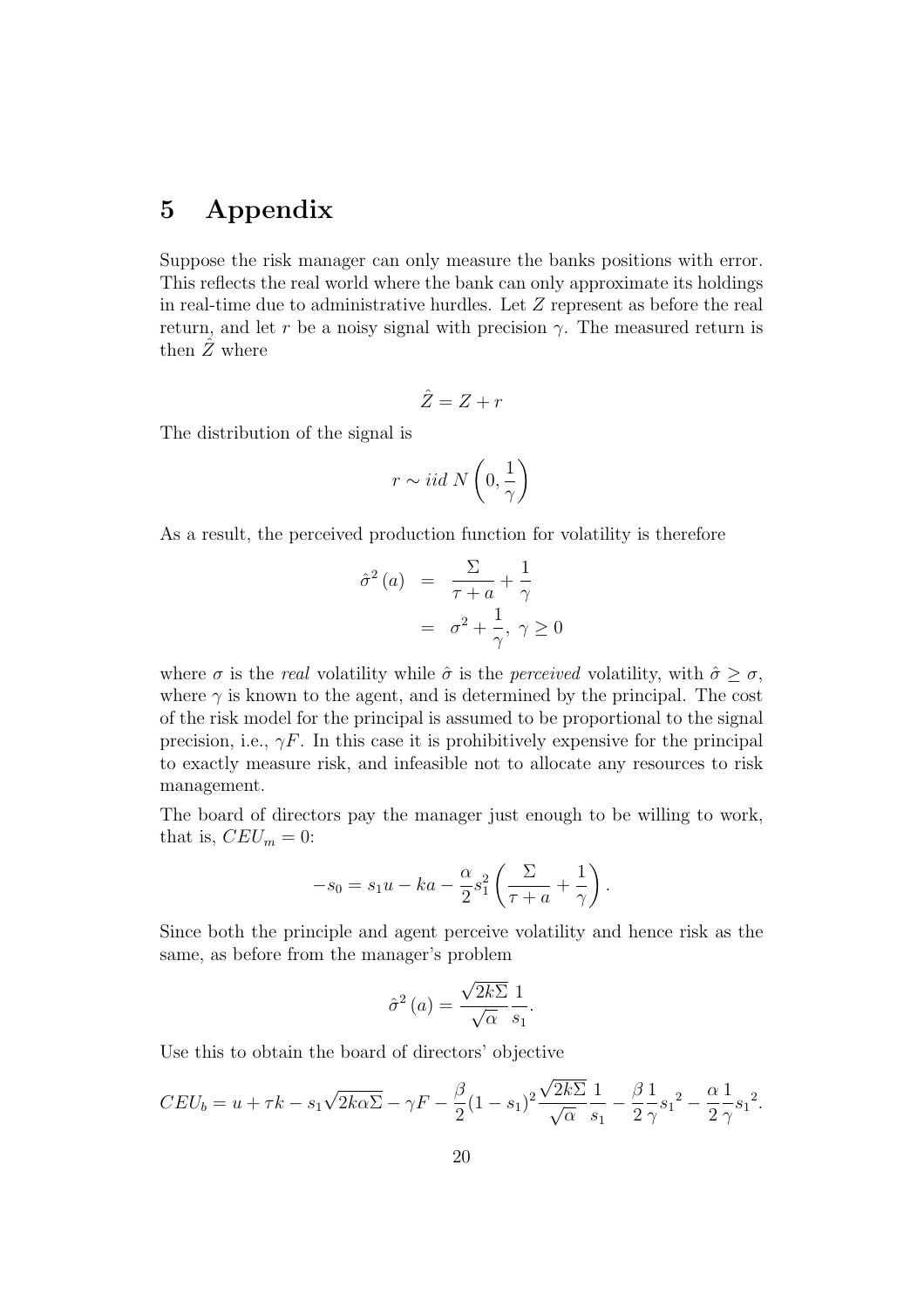# 5 Appendix

Suppose the risk manager can only measure the banks positions with error. This reflects the real world where the bank can only approximate its holdings in real-time due to administrative hurdles. Let $Z$ represent as before the real return, and let $r$ be a noisy signal with precision $\gamma$. The measured return is then $\hat{Z}$ where

$$\hat{Z} = Z + r$$

The distribution of the signal is

$$r \sim iid\ N\left(0, \frac{1}{\gamma}\right)$$

As a result, the perceived production function for volatility is therefore

$$\begin{aligned} \hat{\sigma}^2(a) &= \frac{\Sigma}{\tau + a} + \frac{1}{\gamma} \\ &= \sigma^2 + \frac{1}{\gamma},\ \gamma \geq 0 \end{aligned}$$

where $\sigma$ is the *real* volatility while $\hat{\sigma}$ is the *perceived* volatility, with $\hat{\sigma} \geq \sigma$, where $\gamma$ is known to the agent, and is determined by the principal. The cost of the risk model for the principal is assumed to be proportional to the signal precision, i.e., $\gamma F$. In this case it is prohibitively expensive for the principal to exactly measure risk, and infeasible not to allocate any resources to risk management.

The board of directors pay the manager just enough to be willing to work, that is, $CEU_m = 0$:

$$-s_0 = s_1 u - ka - \frac{\alpha}{2} s_1^2 \left( \frac{\Sigma}{\tau + a} + \frac{1}{\gamma} \right).$$

Since both the principle and agent perceive volatility and hence risk as the same, as before from the manager's problem

$$\hat{\sigma}^2(a) = \frac{\sqrt{2k\Sigma}}{\sqrt{\alpha}} \frac{1}{s_1}.$$

Use this to obtain the board of directors' objective

$$CEU_b = u + \tau k - s_1\sqrt{2k\alpha\Sigma} - \gamma F - \frac{\beta}{2}(1 - s_1)^2 \frac{\sqrt{2k\Sigma}}{\sqrt{\alpha}} \frac{1}{s_1} - \frac{\beta}{2}\frac{1}{\gamma}{s_1}^2 - \frac{\alpha}{2}\frac{1}{\gamma}{s_1}^2.$$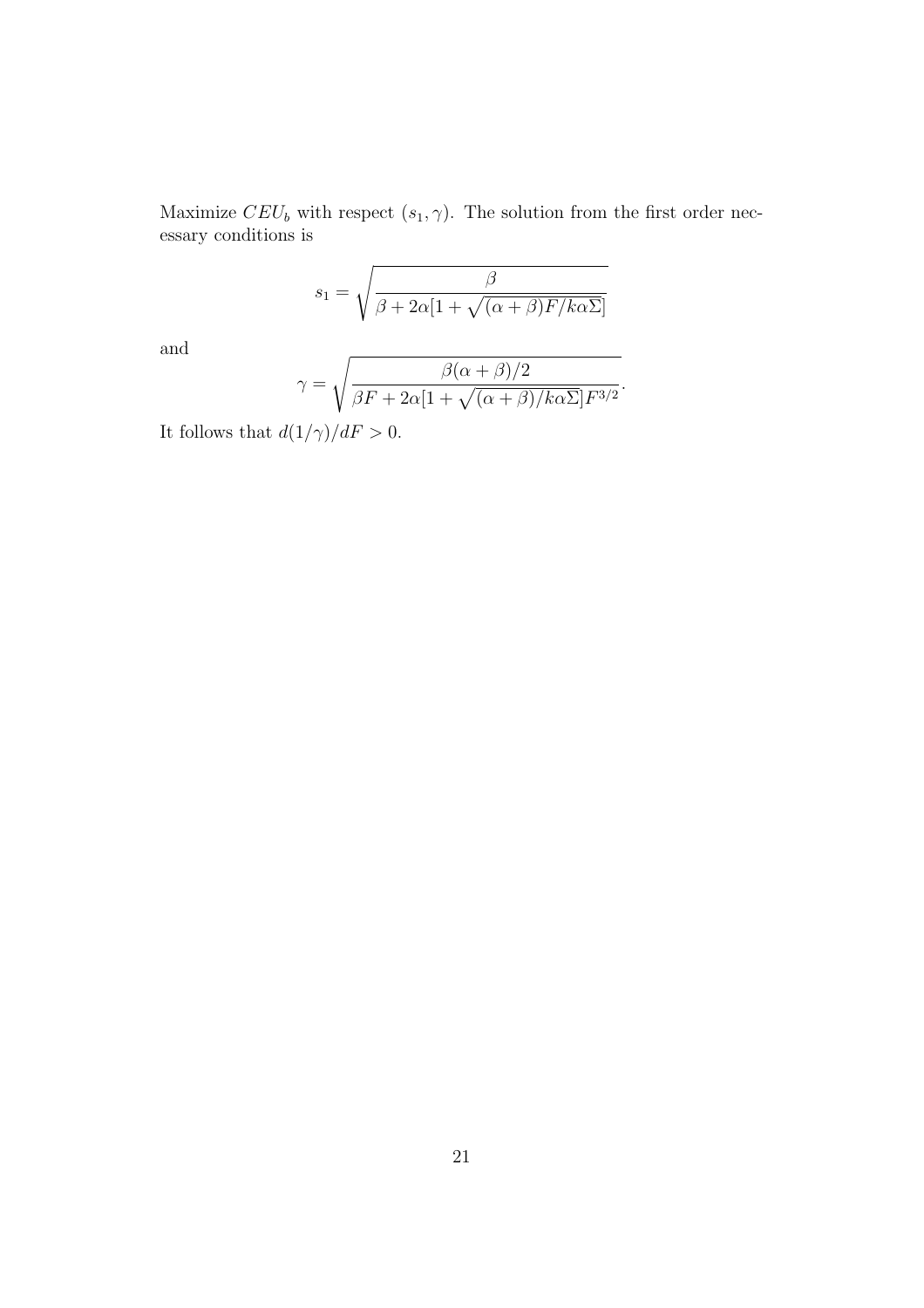Maximize $CEU_b$ with respect $(s_1, \gamma)$. The solution from the first order necessary conditions is

$$s_1 = \sqrt{\frac{\beta}{\beta + 2\alpha[1 + \sqrt{(\alpha+\beta)F/k\alpha\Sigma}]}}$$

and

$$\gamma = \sqrt{\frac{\beta(\alpha+\beta)/2}{\beta F + 2\alpha[1 + \sqrt{(\alpha+\beta)/k\alpha\Sigma}]F^{3/2}}}.$$

It follows that $d(1/\gamma)/dF > 0$.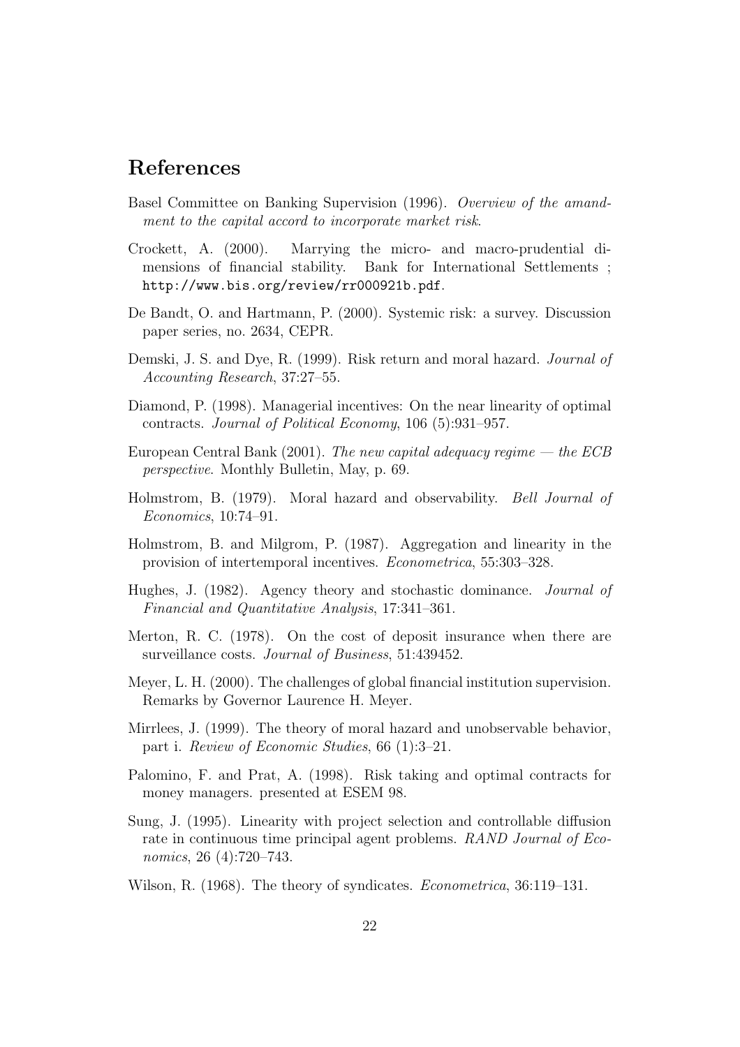# References

Basel Committee on Banking Supervision (1996). *Overview of the amandment to the capital accord to incorporate market risk*.

Crockett, A. (2000). Marrying the micro- and macro-prudential dimensions of financial stability. Bank for International Settlements ; http://www.bis.org/review/rr000921b.pdf.

De Bandt, O. and Hartmann, P. (2000). Systemic risk: a survey. Discussion paper series, no. 2634, CEPR.

Demski, J. S. and Dye, R. (1999). Risk return and moral hazard. *Journal of Accounting Research*, 37:27–55.

Diamond, P. (1998). Managerial incentives: On the near linearity of optimal contracts. *Journal of Political Economy*, 106 (5):931–957.

European Central Bank (2001). *The new capital adequacy regime — the ECB perspective*. Monthly Bulletin, May, p. 69.

Holmstrom, B. (1979). Moral hazard and observability. *Bell Journal of Economics*, 10:74–91.

Holmstrom, B. and Milgrom, P. (1987). Aggregation and linearity in the provision of intertemporal incentives. *Econometrica*, 55:303–328.

Hughes, J. (1982). Agency theory and stochastic dominance. *Journal of Financial and Quantitative Analysis*, 17:341–361.

Merton, R. C. (1978). On the cost of deposit insurance when there are surveillance costs. *Journal of Business*, 51:439452.

Meyer, L. H. (2000). The challenges of global financial institution supervision. Remarks by Governor Laurence H. Meyer.

Mirrlees, J. (1999). The theory of moral hazard and unobservable behavior, part i. *Review of Economic Studies*, 66 (1):3–21.

Palomino, F. and Prat, A. (1998). Risk taking and optimal contracts for money managers. presented at ESEM 98.

Sung, J. (1995). Linearity with project selection and controllable diffusion rate in continuous time principal agent problems. *RAND Journal of Economics*, 26 (4):720–743.

Wilson, R. (1968). The theory of syndicates. *Econometrica*, 36:119–131.